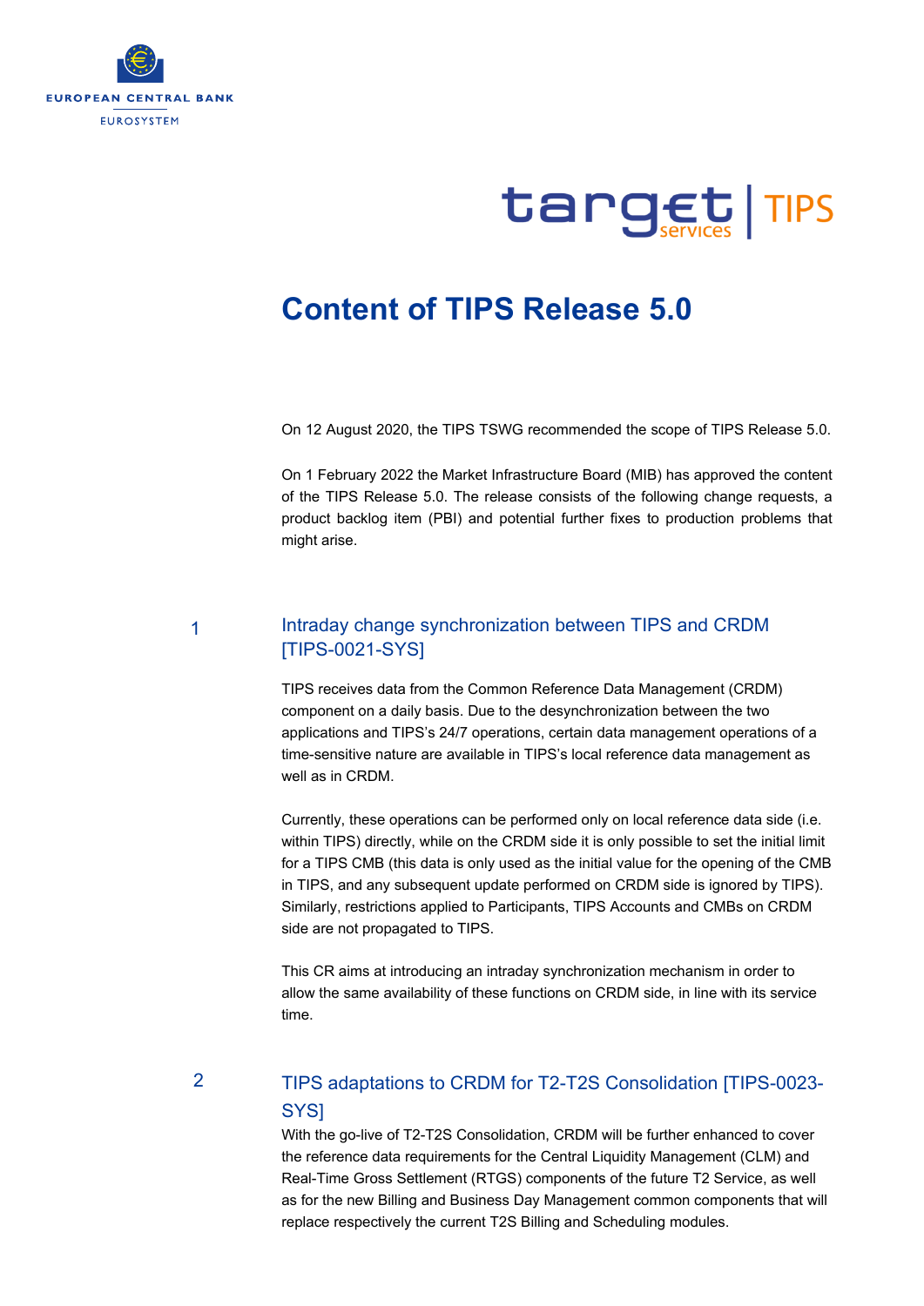# Content of TIPS Release 5.0

On 12 August 2020, the TIPS TSWG recommended the scope of TIPS Release 5.0.

On 1 February 2022 the Market Infrastructure Board (MIB) has approved the content of the TIPS Release 5.0. The release consists of the following change requests, a product backlog item (PBI) and potential further fixes to production problems that might arise.

## 1 Intraday change synchronization between TIPS and CRDM [TIPS-0021-SYS]

TIPS receives data from the Common Reference Data Management (CRDM) component on a daily basis. Due to the desynchronization between the two applications and TIPS's 24/7 operations, certain data management operations of a time-sensitive nature are available in TIPS's local reference data management as well as in CRDM.

Currently, these operations can be performed only on local reference data side (i.e. within TIPS) directly, while on the CRDM side it is only possible to set the initial limit for a TIPS CMB (this data is only used as the initial value for the opening of the CMB in TIPS, and any subsequent update performed on CRDM side is ignored by TIPS). Similarly, restrictions applied to Participants, TIPS Accounts and CMBs on CRDM side are not propagated to TIPS.

This CR aims at introducing an intraday synchronization mechanism in order to allow the same availability of these functions on CRDM side, in line with its service time.

## 2 TIPS adaptations to CRDM for T2-T2S Consolidation [TIPS-0023-SYS]

With the go-live of T2-T2S Consolidation, CRDM will be further enhanced to cover the reference data requirements for the Central Liquidity Management (CLM) and Real-Time Gross Settlement (RTGS) components of the future T2 Service, as well as for the new Billing and Business Day Management common components that will replace respectively the current T2S Billing and Scheduling modules.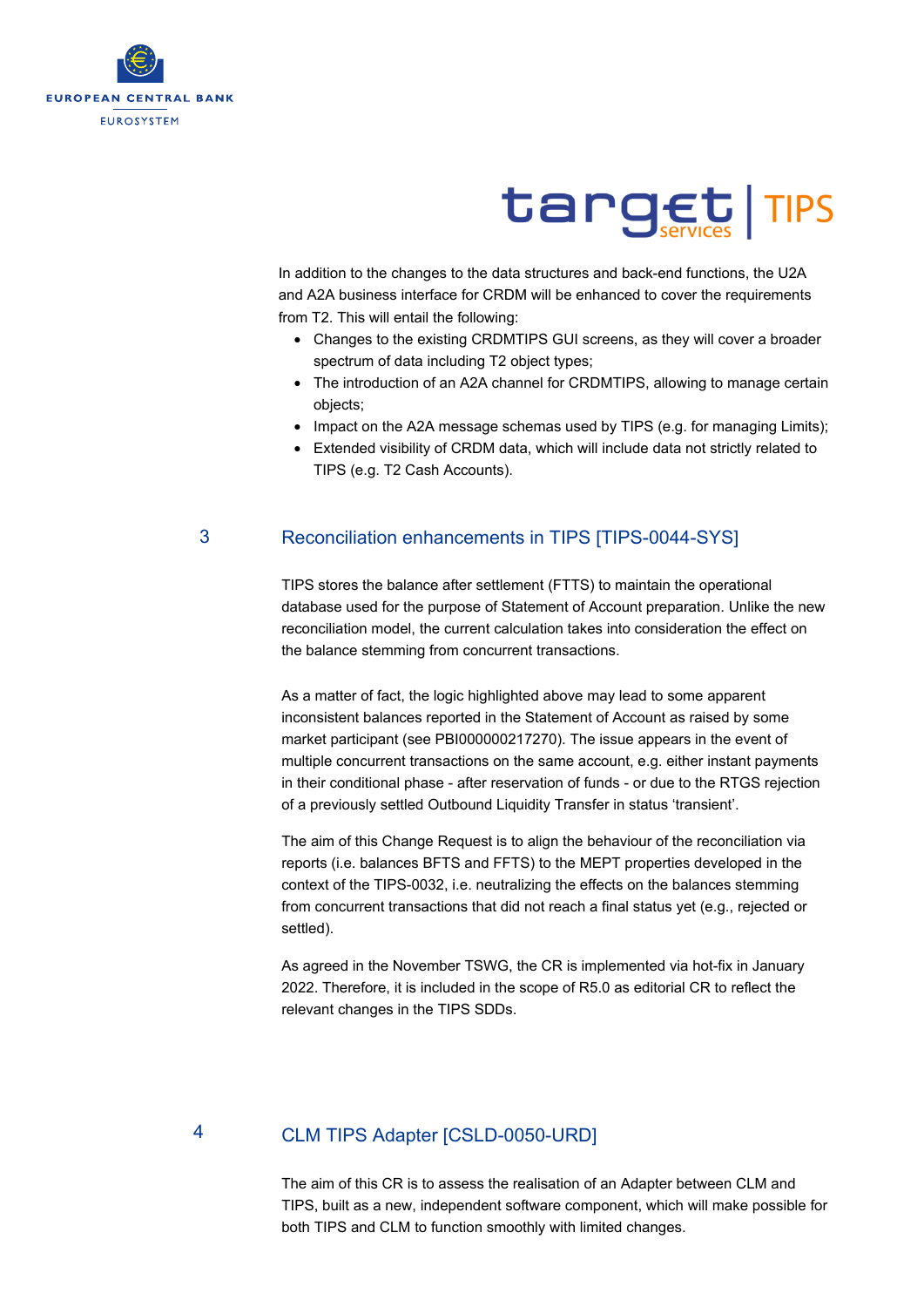In addition to the changes to the data structures and back-end functions, the U2A and A2A business interface for CRDM will be enhanced to cover the requirements from T2. This will entail the following:

- Changes to the existing CRDMTIPS GUI screens, as they will cover a broader spectrum of data including T2 object types;
- The introduction of an A2A channel for CRDMTIPS, allowing to manage certain objects;
- Impact on the A2A message schemas used by TIPS (e.g. for managing Limits);
- Extended visibility of CRDM data, which will include data not strictly related to TIPS (e.g. T2 Cash Accounts).

## 3 Reconciliation enhancements in TIPS [TIPS-0044-SYS]

TIPS stores the balance after settlement (FTTS) to maintain the operational database used for the purpose of Statement of Account preparation. Unlike the new reconciliation model, the current calculation takes into consideration the effect on the balance stemming from concurrent transactions.

As a matter of fact, the logic highlighted above may lead to some apparent inconsistent balances reported in the Statement of Account as raised by some market participant (see PBI000000217270). The issue appears in the event of multiple concurrent transactions on the same account, e.g. either instant payments in their conditional phase - after reservation of funds - or due to the RTGS rejection of a previously settled Outbound Liquidity Transfer in status 'transient'.

The aim of this Change Request is to align the behaviour of the reconciliation via reports (i.e. balances BFTS and FFTS) to the MEPT properties developed in the context of the TIPS-0032, i.e. neutralizing the effects on the balances stemming from concurrent transactions that did not reach a final status yet (e.g., rejected or settled).

As agreed in the November TSWG, the CR is implemented via hot-fix in January 2022. Therefore, it is included in the scope of R5.0 as editorial CR to reflect the relevant changes in the TIPS SDDs.

## 4 CLM TIPS Adapter [CSLD-0050-URD]

The aim of this CR is to assess the realisation of an Adapter between CLM and TIPS, built as a new, independent software component, which will make possible for both TIPS and CLM to function smoothly with limited changes.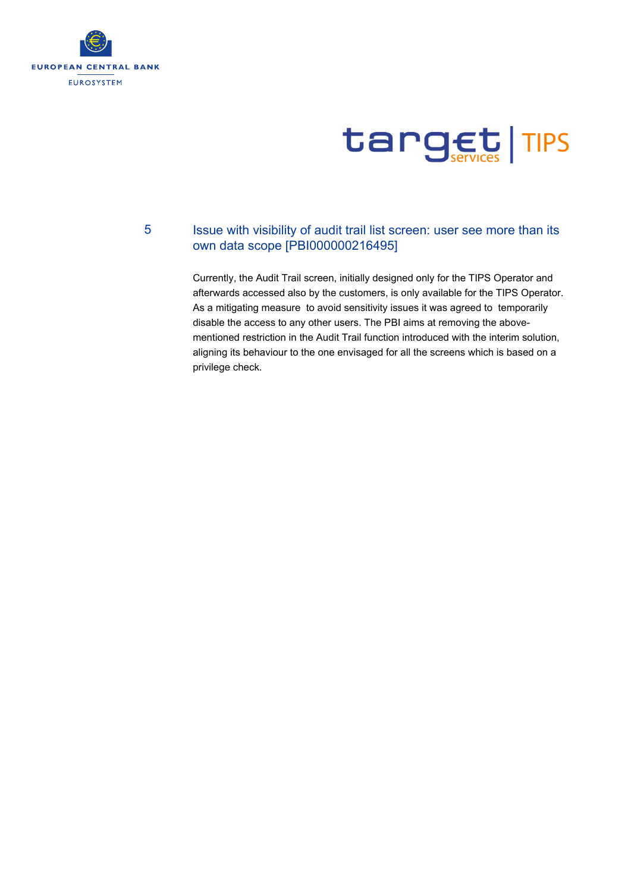## 5 Issue with visibility of audit trail list screen: user see more than its own data scope [PBI000000216495]

Currently, the Audit Trail screen, initially designed only for the TIPS Operator and afterwards accessed also by the customers, is only available for the TIPS Operator. As a mitigating measure to avoid sensitivity issues it was agreed to temporarily disable the access to any other users. The PBI aims at removing the above-mentioned restriction in the Audit Trail function introduced with the interim solution, aligning its behaviour to the one envisaged for all the screens which is based on a privilege check.